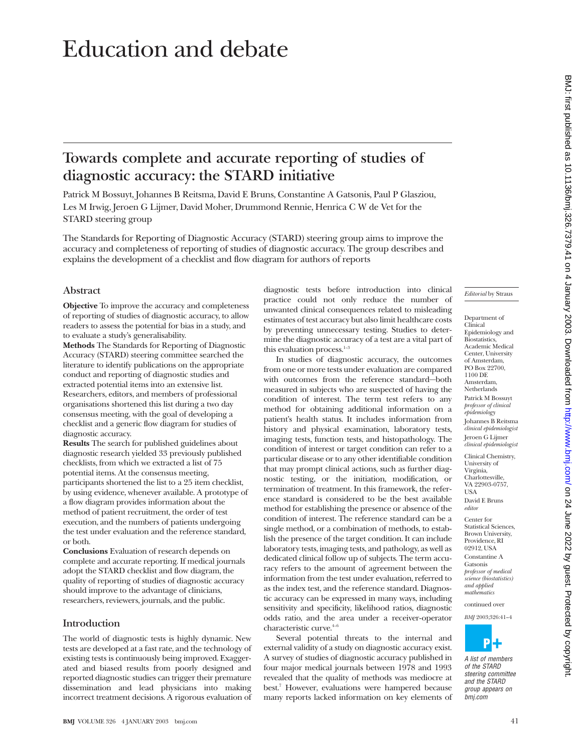# Education and debate

## Towards complete and accurate reporting of studies of diagnostic accuracy: the STARD initiative

Patrick M Bossuyt, Johannes B Reitsma, David E Bruns, Constantine A Gatsonis, Paul P Glasziou, Les M Irwig, Jeroen G Lijmer, David Moher, Drummond Rennie, Henrica C W de Vet for the STARD steering group

The Standards for Reporting of Diagnostic Accuracy (STARD) steering group aims to improve the accuracy and completeness of reporting of studies of diagnostic accuracy. The group describes and explains the development of a checklist and flow diagram for authors of reports

*Editorial* by Straus

Department of Clinical Epidemiology and Biostatistics, Academic Medical Center, University of Amsterdam, PO Box 22700, 1100 DE Amsterdam, Netherlands
Patrick M Bossuyt *professor of clinical epidemiology*
Johannes B Reitsma *clinical epidemiologist*
Jeroen G Lijmer *clinical epidemiologist*

Clinical Chemistry, University of Virginia, Charlottesville, VA 22903-0757, USA
David E Bruns *editor*

Center for Statistical Sciences, Brown University, Providence, RI 02912, USA
Constantine A Gatsonis *professor of medical science (biostatistics) and applied mathematics*

continued over

*A list of members of the STARD steering committee and the STARD group appears on bmj.com*

### Abstract

**Objective** To improve the accuracy and completeness of reporting of studies of diagnostic accuracy, to allow readers to assess the potential for bias in a study, and to evaluate a study's generalisability.

**Methods** The Standards for Reporting of Diagnostic Accuracy (STARD) steering committee searched the literature to identify publications on the appropriate conduct and reporting of diagnostic studies and extracted potential items into an extensive list. Researchers, editors, and members of professional organisations shortened this list during a two day consensus meeting, with the goal of developing a checklist and a generic flow diagram for studies of diagnostic accuracy.

**Results** The search for published guidelines about diagnostic research yielded 33 previously published checklists, from which we extracted a list of 75 potential items. At the consensus meeting, participants shortened the list to a 25 item checklist, by using evidence, whenever available. A prototype of a flow diagram provides information about the method of patient recruitment, the order of test execution, and the numbers of patients undergoing the test under evaluation and the reference standard, or both.

**Conclusions** Evaluation of research depends on complete and accurate reporting. If medical journals adopt the STARD checklist and flow diagram, the quality of reporting of studies of diagnostic accuracy should improve to the advantage of clinicians, researchers, reviewers, journals, and the public.

### Introduction

The world of diagnostic tests is highly dynamic. New tests are developed at a fast rate, and the technology of existing tests is continuously being improved. Exaggerated and biased results from poorly designed and reported diagnostic studies can trigger their premature dissemination and lead physicians into making incorrect treatment decisions. A rigorous evaluation of diagnostic tests before introduction into clinical practice could not only reduce the number of unwanted clinical consequences related to misleading estimates of test accuracy but also limit healthcare costs by preventing unnecessary testing. Studies to determine the diagnostic accuracy of a test are a vital part of this evaluation process.[1–3]

In studies of diagnostic accuracy, the outcomes from one or more tests under evaluation are compared with outcomes from the reference standard—both measured in subjects who are suspected of having the condition of interest. The term test refers to any method for obtaining additional information on a patient's health status. It includes information from history and physical examination, laboratory tests, imaging tests, function tests, and histopathology. The condition of interest or target condition can refer to a particular disease or to any other identifiable condition that may prompt clinical actions, such as further diagnostic testing, or the initiation, modification, or termination of treatment. In this framework, the reference standard is considered to be the best available method for establishing the presence or absence of the condition of interest. The reference standard can be a single method, or a combination of methods, to establish the presence of the target condition. It can include laboratory tests, imaging tests, and pathology, as well as dedicated clinical follow up of subjects. The term accuracy refers to the amount of agreement between the information from the test under evaluation, referred to as the index test, and the reference standard. Diagnostic accuracy can be expressed in many ways, including sensitivity and specificity, likelihood ratios, diagnostic odds ratio, and the area under a receiver-operator characteristic curve.[4–6]

Several potential threats to the internal and external validity of a study on diagnostic accuracy exist. A survey of studies of diagnostic accuracy published in four major medical journals between 1978 and 1993 revealed that the quality of methods was mediocre at best.[7] However, evaluations were hampered because many reports lacked information on key elements of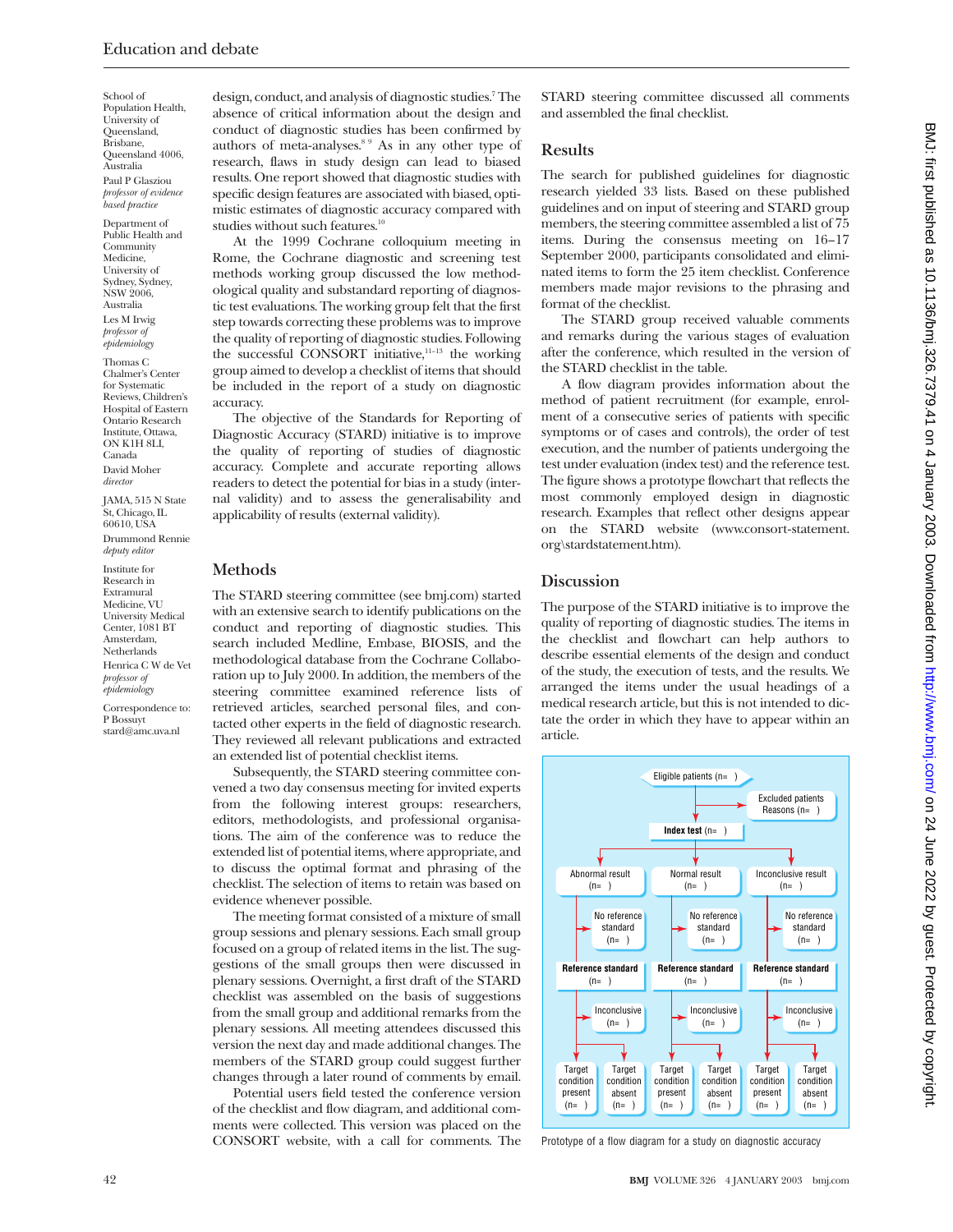School of Population Health, University of Queensland, Brisbane, Queensland 4006, Australia
Paul P Glasziou *professor of evidence based practice*

Department of Public Health and Community Medicine, University of Sydney, Sydney, NSW 2006, Australia
Les M Irwig *professor of epidemiology*

Thomas C Chalmer's Center for Systematic Reviews, Children's Hospital of Eastern Ontario Research Institute, Ottawa, ON K1H 8LI, Canada
David Moher *director*

JAMA, 515 N State St, Chicago, IL 60610, USA
Drummond Rennie *deputy editor*

Institute for Research in Extramural Medicine, VU University Medical Center, 1081 BT Amsterdam, Netherlands
Henrica C W de Vet *professor of epidemiology*

Correspondence to: P Bossuyt stard@amc.uva.nl

design, conduct, and analysis of diagnostic studies.[7] The absence of critical information about the design and conduct of diagnostic studies has been confirmed by authors of meta-analyses.[8 9] As in any other type of research, flaws in study design can lead to biased results. One report showed that diagnostic studies with specific design features are associated with biased, optimistic estimates of diagnostic accuracy compared with studies without such features.[10]

At the 1999 Cochrane colloquium meeting in Rome, the Cochrane diagnostic and screening test methods working group discussed the low methodological quality and substandard reporting of diagnostic test evaluations. The working group felt that the first step towards correcting these problems was to improve the quality of reporting of diagnostic studies. Following the successful CONSORT initiative,[11–13] the working group aimed to develop a checklist of items that should be included in the report of a study on diagnostic accuracy.

The objective of the Standards for Reporting of Diagnostic Accuracy (STARD) initiative is to improve the quality of reporting of studies of diagnostic accuracy. Complete and accurate reporting allows readers to detect the potential for bias in a study (internal validity) and to assess the generalisability and applicability of results (external validity).

## Methods

The STARD steering committee (see bmj.com) started with an extensive search to identify publications on the conduct and reporting of diagnostic studies. This search included Medline, Embase, BIOSIS, and the methodological database from the Cochrane Collaboration up to July 2000. In addition, the members of the steering committee examined reference lists of retrieved articles, searched personal files, and contacted other experts in the field of diagnostic research. They reviewed all relevant publications and extracted an extended list of potential checklist items.

Subsequently, the STARD steering committee convened a two day consensus meeting for invited experts from the following interest groups: researchers, editors, methodologists, and professional organisations. The aim of the conference was to reduce the extended list of potential items, where appropriate, and to discuss the optimal format and phrasing of the checklist. The selection of items to retain was based on evidence whenever possible.

The meeting format consisted of a mixture of small group sessions and plenary sessions. Each small group focused on a group of related items in the list. The suggestions of the small groups then were discussed in plenary sessions. Overnight, a first draft of the STARD checklist was assembled on the basis of suggestions from the small group and additional remarks from the plenary sessions. All meeting attendees discussed this version the next day and made additional changes. The members of the STARD group could suggest further changes through a later round of comments by email.

Potential users field tested the conference version of the checklist and flow diagram, and additional comments were collected. This version was placed on the CONSORT website, with a call for comments. The STARD steering committee discussed all comments and assembled the final checklist.

## Results

The search for published guidelines for diagnostic research yielded 33 lists. Based on these published guidelines and on input of steering and STARD group members, the steering committee assembled a list of 75 items. During the consensus meeting on 16–17 September 2000, participants consolidated and eliminated items to form the 25 item checklist. Conference members made major revisions to the phrasing and format of the checklist.

The STARD group received valuable comments and remarks during the various stages of evaluation after the conference, which resulted in the version of the STARD checklist in the table.

A flow diagram provides information about the method of patient recruitment (for example, enrolment of a consecutive series of patients with specific symptoms or of cases and controls), the order of test execution, and the number of patients undergoing the test under evaluation (index test) and the reference test. The figure shows a prototype flowchart that reflects the most commonly employed design in diagnostic research. Examples that reflect other designs appear on the STARD website (www.consort-statement.org\stardstatement.htm).

## Discussion

The purpose of the STARD initiative is to improve the quality of reporting of diagnostic studies. The items in the checklist and flowchart can help authors to describe essential elements of the design and conduct of the study, the execution of tests, and the results. We arranged the items under the usual headings of a medical research article, but this is not intended to dictate the order in which they have to appear within an article.

Eligible patients (n= )
→ Excluded patients Reasons (n= )
→ **Index test** (n= )
- Abnormal result (n= ) → No reference standard (n= ) → **Reference standard** (n= ) → Inconclusive (n= ) → Target condition present (n= ) / Target condition absent (n= )
- Normal result (n= ) → No reference standard (n= ) → **Reference standard** (n= ) → Inconclusive (n= ) → Target condition present (n= ) / Target condition absent (n= )
- Inconclusive result (n= ) → No reference standard (n= ) → **Reference standard** (n= ) → Inconclusive (n= ) → Target condition present (n= ) / Target condition absent (n= )

Prototype of a flow diagram for a study on diagnostic accuracy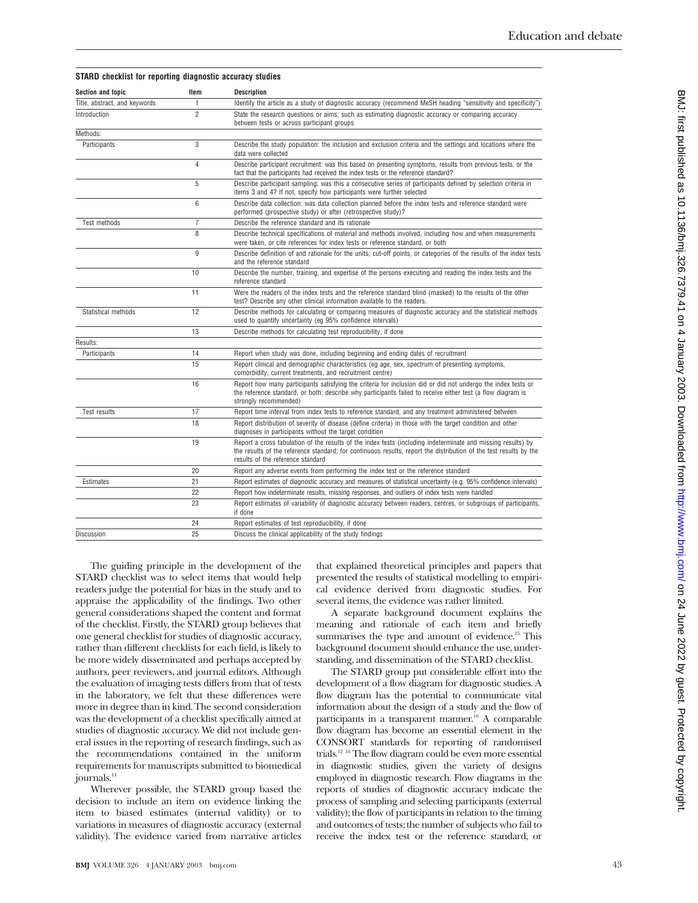**STARD checklist for reporting diagnostic accuracy studies**

| Section and topic | Item | Description |
|---|---|---|
| Title, abstract, and keywords | 1 | Identify the article as a study of diagnostic accuracy (recommend MeSH heading "sensitivity and specificity") |
| Introduction | 2 | State the research questions or aims, such as estimating diagnostic accuracy or comparing accuracy between tests or across participant groups |
| Methods: | | |
| Participants | 3 | Describe the study population: the inclusion and exclusion criteria and the settings and locations where the data were collected |
| | 4 | Describe participant recruitment: was this based on presenting symptoms, results from previous tests, or the fact that the participants had received the index tests or the reference standard? |
| | 5 | Describe participant sampling: was this a consecutive series of participants defined by selection criteria in items 3 and 4? If not, specify how participants were further selected |
| | 6 | Describe data collection: was data collection planned before the index tests and reference standard were performed (prospective study) or after (retrospective study)? |
| Test methods | 7 | Describe the reference standard and its rationale |
| | 8 | Describe technical specifications of material and methods involved, including how and when measurements were taken, or cite references for index tests or reference standard, or both |
| | 9 | Describe definition of and rationale for the units, cut-off points, or categories of the results of the index tests and the reference standard |
| | 10 | Describe the number, training, and expertise of the persons executing and reading the index tests and the reference standard |
| | 11 | Were the readers of the index tests and the reference standard blind (masked) to the results of the other test? Describe any other clinical information available to the readers. |
| Statistical methods | 12 | Describe methods for calculating or comparing measures of diagnostic accuracy and the statistical methods used to quantify uncertainty (eg 95% confidence intervals) |
| | 13 | Describe methods for calculating test reproducibility, if done |
| Results: | | |
| Participants | 14 | Report when study was done, including beginning and ending dates of recruitment |
| | 15 | Report clinical and demographic characteristics (eg age, sex, spectrum of presenting symptoms, comorbidity, current treatments, and recruitment centre) |
| | 16 | Report how many participants satisfying the criteria for inclusion did or did not undergo the index tests or the reference standard, or both; describe why participants failed to receive either test (a flow diagram is strongly recommended) |
| Test results | 17 | Report time interval from index tests to reference standard, and any treatment administered between |
| | 18 | Report distribution of severity of disease (define criteria) in those with the target condition and other diagnoses in participants without the target condition |
| | 19 | Report a cross tabulation of the results of the index tests (including indeterminate and missing results) by the results of the reference standard; for continuous results, report the distribution of the test results by the results of the reference standard |
| | 20 | Report any adverse events from performing the index test or the reference standard |
| Estimates | 21 | Report estimates of diagnostic accuracy and measures of statistical uncertainty (e.g. 95% confidence intervals) |
| | 22 | Report how indeterminate results, missing responses, and outliers of index tests were handled |
| | 23 | Report estimates of variability of diagnostic accuracy between readers, centres, or subgroups of participants, if done |
| | 24 | Report estimates of test reproducibility, if done |
| Discussion | 25 | Discuss the clinical applicability of the study findings |

The guiding principle in the development of the STARD checklist was to select items that would help readers judge the potential for bias in the study and to appraise the applicability of the findings. Two other general considerations shaped the content and format of the checklist. Firstly, the STARD group believes that one general checklist for studies of diagnostic accuracy, rather than different checklists for each field, is likely to be more widely disseminated and perhaps accepted by authors, peer reviewers, and journal editors. Although the evaluation of imaging tests differs from that of tests in the laboratory, we felt that these differences were more in degree than in kind. The second consideration was the development of a checklist specifically aimed at studies of diagnostic accuracy. We did not include general issues in the reporting of research findings, such as the recommendations contained in the uniform requirements for manuscripts submitted to biomedical journals.[14]

Wherever possible, the STARD group based the decision to include an item on evidence linking the item to biased estimates (internal validity) or to variations in measures of diagnostic accuracy (external validity). The evidence varied from narrative articles that explained theoretical principles and papers that presented the results of statistical modelling to empirical evidence derived from diagnostic studies. For several items, the evidence was rather limited.

A separate background document explains the meaning and rationale of each item and briefly summarises the type and amount of evidence.[15] This background document should enhance the use, understanding, and dissemination of the STARD checklist.

The STARD group put considerable effort into the development of a flow diagram for diagnostic studies. A flow diagram has the potential to communicate vital information about the design of a study and the flow of participants in a transparent manner.[16] A comparable flow diagram has become an essential element in the CONSORT standards for reporting of randomised trials.[12 16] The flow diagram could be even more essential in diagnostic studies, given the variety of designs employed in diagnostic research. Flow diagrams in the reports of studies of diagnostic accuracy indicate the process of sampling and selecting participants (external validity); the flow of participants in relation to the timing and outcomes of tests; the number of subjects who fail to receive the index test or the reference standard, or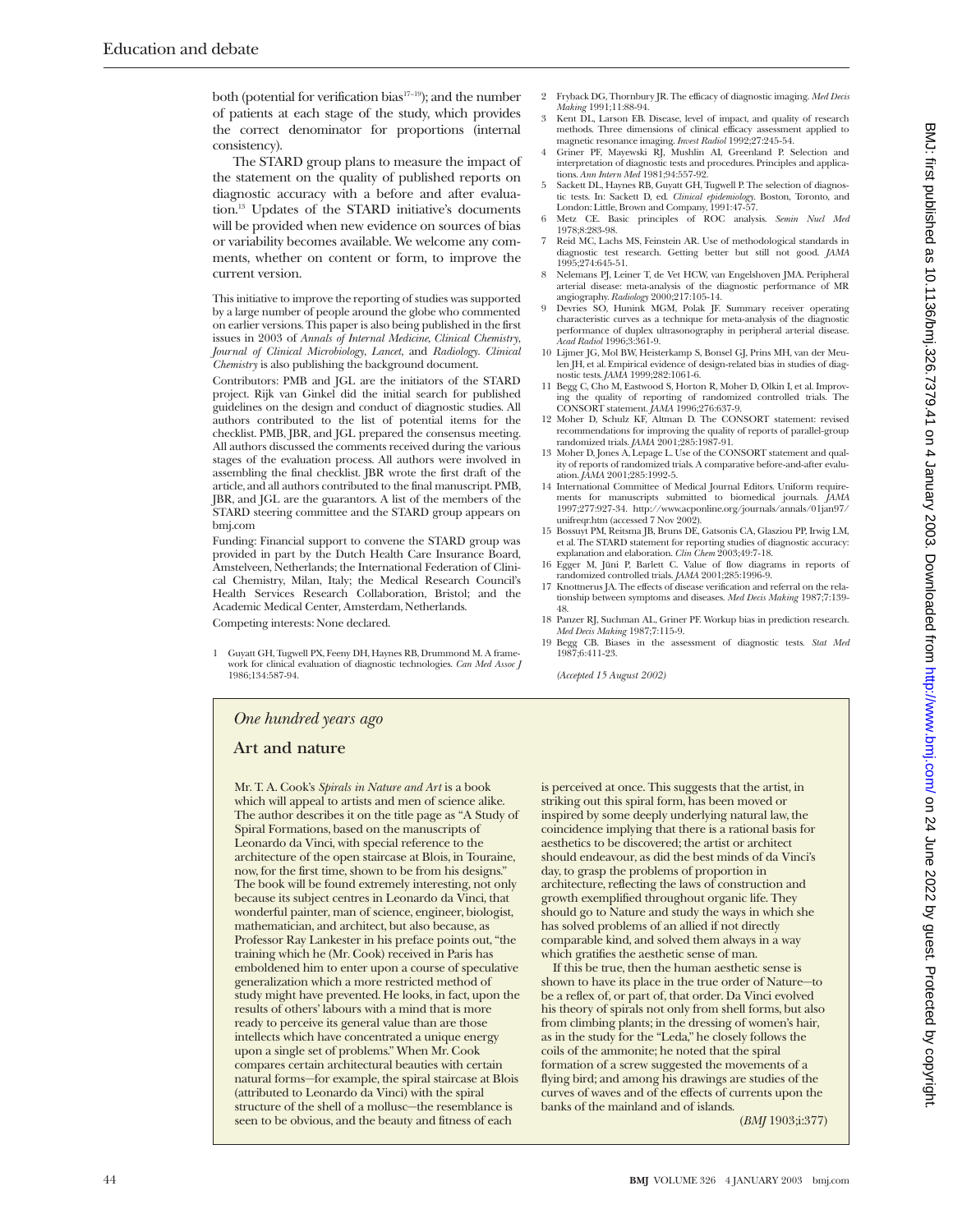both (potential for verification bias[17–19]); and the number of patients at each stage of the study, which provides the correct denominator for proportions (internal consistency).

The STARD group plans to measure the impact of the statement on the quality of published reports on diagnostic accuracy with a before and after evaluation.[13] Updates of the STARD initiative's documents will be provided when new evidence on sources of bias or variability becomes available. We welcome any comments, whether on content or form, to improve the current version.

This initiative to improve the reporting of studies was supported by a large number of people around the globe who commented on earlier versions. This paper is also being published in the first issues in 2003 of *Annals of Internal Medicine*, *Clinical Chemistry*, *Journal of Clinical Microbiology*, *Lancet*, and *Radiology*. *Clinical Chemistry* is also publishing the background document.

Contributors: PMB and JGL are the initiators of the STARD project. Rijk van Ginkel did the initial search for published guidelines on the design and conduct of diagnostic studies. All authors contributed to the list of potential items for the checklist. PMB, JBR, and JGL prepared the consensus meeting. All authors discussed the comments received during the various stages of the evaluation process. All authors were involved in assembling the final checklist. JBR wrote the first draft of the article, and all authors contributed to the final manuscript. PMB, JBR, and JGL are the guarantors. A list of the members of the STARD steering committee and the STARD group appears on bmj.com

Funding: Financial support to convene the STARD group was provided in part by the Dutch Health Care Insurance Board, Amstelveen, Netherlands; the International Federation of Clinical Chemistry, Milan, Italy; the Medical Research Council's Health Services Research Collaboration, Bristol; and the Academic Medical Center, Amsterdam, Netherlands.

Competing interests: None declared.

1. Guyatt GH, Tugwell PX, Feeny DH, Haynes RB, Drummond M. A framework for clinical evaluation of diagnostic technologies. *Can Med Assoc J* 1986;134:587-94.
2. Fryback DG, Thornbury JR. The efficacy of diagnostic imaging. *Med Decis Making* 1991;11:88-94.
3. Kent DL, Larson EB. Disease, level of impact, and quality of research methods. Three dimensions of clinical efficacy assessment applied to magnetic resonance imaging. *Invest Radiol* 1992;27:245-54.
4. Griner PF, Mayewski RJ, Mushlin AI, Greenland P. Selection and interpretation of diagnostic tests and procedures. Principles and applications. *Ann Intern Med* 1981;94:557-92.
5. Sackett DL, Haynes RB, Guyatt GH, Tugwell P. The selection of diagnostic tests. In: Sackett D, ed. *Clinical epidemiology*. Boston, Toronto, and London: Little, Brown and Company, 1991:47-57.
6. Metz CE. Basic principles of ROC analysis. *Semin Nucl Med* 1978;8:283-98.
7. Reid MC, Lachs MS, Feinstein AR. Use of methodological standards in diagnostic test research. Getting better but still not good. *JAMA* 1995;274:645-51.
8. Nelemans PJ, Leiner T, de Vet HCW, van Engelshoven JMA. Peripheral arterial disease: meta-analysis of the diagnostic performance of MR angiography. *Radiology* 2000;217:105-14.
9. Devries SO, Hunink MGM, Polak JF. Summary receiver operating characteristic curves as a technique for meta-analysis of the diagnostic performance of duplex ultrasonography in peripheral arterial disease. *Acad Radiol* 1996;3:361-9.
10. Lijmer JG, Mol BW, Heisterkamp S, Bonsel GJ, Prins MH, van der Meulen JH, et al. Empirical evidence of design-related bias in studies of diagnostic tests. *JAMA* 1999;282:1061-6.
11. Begg C, Cho M, Eastwood S, Horton R, Moher D, Olkin I, et al. Improving the quality of reporting of randomized controlled trials. The CONSORT statement. *JAMA* 1996;276:637-9.
12. Moher D, Schulz KF, Altman D. The CONSORT statement: revised recommendations for improving the quality of reports of parallel-group randomized trials. *JAMA* 2001;285:1987-91.
13. Moher D, Jones A, Lepage L. Use of the CONSORT statement and quality of reports of randomized trials. A comparative before-and-after evaluation. *JAMA* 2001;285:1992-5.
14. International Committee of Medical Journal Editors. Uniform requirements for manuscripts submitted to biomedical journals. *JAMA* 1997;277:927-34. http://www.acponline.org/journals/annals/01jan97/unifreqr.htm (accessed 7 Nov 2002).
15. Bossuyt PM, Reitsma JB, Bruns DE, Gatsonis CA, Glasziou PP, Irwig LM, et al. The STARD statement for reporting studies of diagnostic accuracy: explanation and elaboration. *Clin Chem* 2003;49:7-18.
16. Egger M, Jüni P, Bartlett C. Value of flow diagrams in reports of randomized controlled trials. *JAMA* 2001;285:1996-9.
17. Knottnerus JA. The effects of disease verification and referral on the relationship between symptoms and diseases. *Med Decis Making* 1987;7:139-48.
18. Panzer RJ, Suchman AL, Griner PF. Workup bias in prediction research. *Med Decis Making* 1987;7:115-9.
19. Begg CB. Biases in the assessment of diagnostic tests. *Stat Med* 1987;6:411-23.

*(Accepted 15 August 2002)*

## *One hundred years ago*

## Art and nature

Mr. T. A. Cook's *Spirals in Nature and Art* is a book which will appeal to artists and men of science alike. The author describes it on the title page as "A Study of Spiral Formations, based on the manuscripts of Leonardo da Vinci, with special reference to the architecture of the open staircase at Blois, in Touraine, now, for the first time, shown to be from his designs." The book will be found extremely interesting, not only because its subject centres in Leonardo da Vinci, that wonderful painter, man of science, engineer, biologist, mathematician, and architect, but also because, as Professor Ray Lankester in his preface points out, "the training which he (Mr. Cook) received in Paris has emboldened him to enter upon a course of speculative generalization which a more restricted method of study might have prevented. He looks, in fact, upon the results of others' labours with a mind that is more ready to perceive its general value than are those intellects which have concentrated a unique energy upon a single set of problems." When Mr. Cook compares certain architectural beauties with certain natural forms—for example, the spiral staircase at Blois (attributed to Leonardo da Vinci) with the spiral structure of the shell of a mollusc—the resemblance is seen to be obvious, and the beauty and fitness of each is perceived at once. This suggests that the artist, in striking out this spiral form, has been moved or inspired by some deeply underlying natural law, the coincidence implying that there is a rational basis for aesthetics to be discovered; the artist or architect should endeavour, as did the best minds of da Vinci's day, to grasp the problems of proportion in architecture, reflecting the laws of construction and growth exemplified throughout organic life. They should go to Nature and study the ways in which she has solved problems of an allied if not directly comparable kind, and solved them always in a way which gratifies the aesthetic sense of man.

If this be true, then the human aesthetic sense is shown to have its place in the true order of Nature—to be a reflex of, or part of, that order. Da Vinci evolved his theory of spirals not only from shell forms, but also from climbing plants; in the dressing of women's hair, as in the study for the "Leda," he closely follows the coils of the ammonite; he noted that the spiral formation of a screw suggested the movements of a flying bird; and among his drawings are studies of the curves of waves and of the effects of currents upon the banks of the mainland and of islands.

(*BMJ* 1903;i:377)